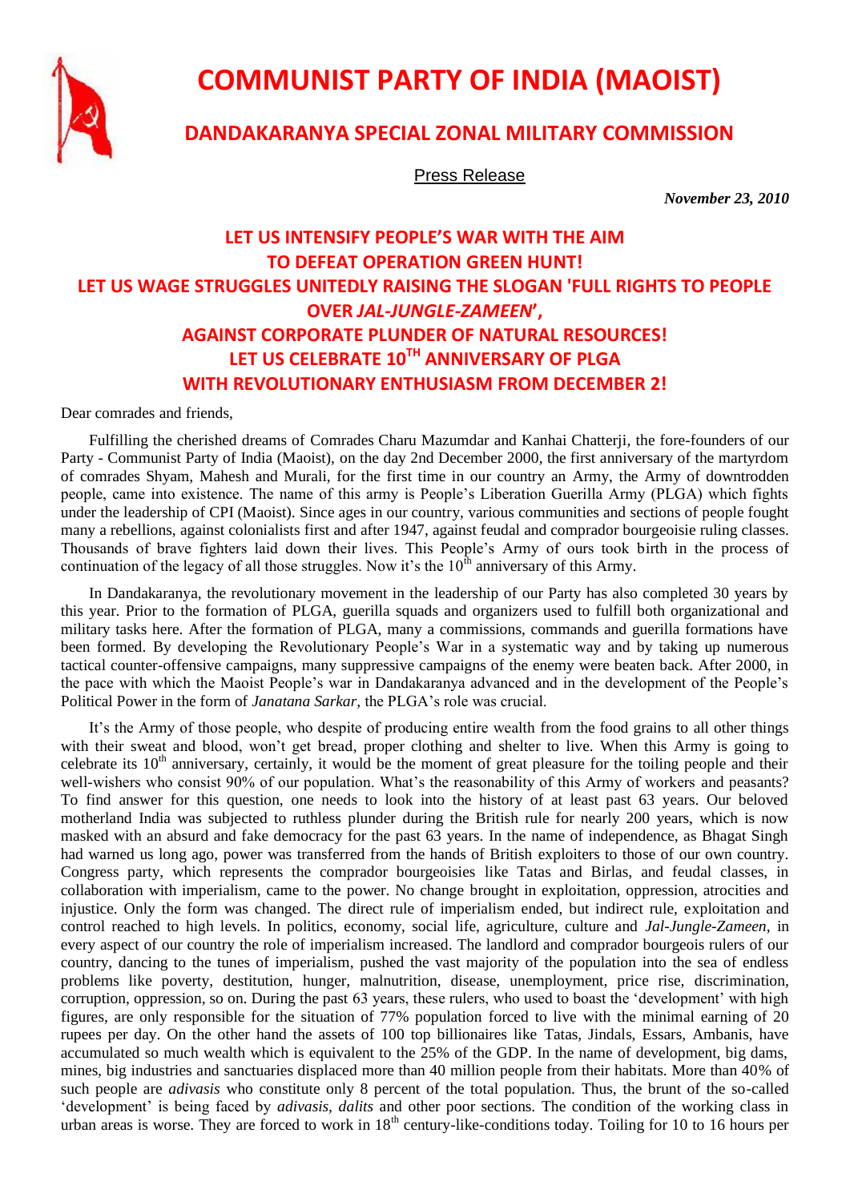# COMMUNIST PARTY OF INDIA (MAOIST)

## DANDAKARANYA SPECIAL ZONAL MILITARY COMMISSION

Press Release

*November 23, 2010*

### LET US INTENSIFY PEOPLE'S WAR WITH THE AIM TO DEFEAT OPERATION GREEN HUNT! LET US WAGE STRUGGLES UNITEDLY RAISING THE SLOGAN 'FULL RIGHTS TO PEOPLE OVER *JAL-JUNGLE-ZAMEEN*', AGAINST CORPORATE PLUNDER OF NATURAL RESOURCES! LET US CELEBRATE 10TH ANNIVERSARY OF PLGA WITH REVOLUTIONARY ENTHUSIASM FROM DECEMBER 2!

Dear comrades and friends,

Fulfilling the cherished dreams of Comrades Charu Mazumdar and Kanhai Chatterji, the fore-founders of our Party - Communist Party of India (Maoist), on the day 2nd December 2000, the first anniversary of the martyrdom of comrades Shyam, Mahesh and Murali, for the first time in our country an Army, the Army of downtrodden people, came into existence. The name of this army is People's Liberation Guerilla Army (PLGA) which fights under the leadership of CPI (Maoist). Since ages in our country, various communities and sections of people fought many a rebellions, against colonialists first and after 1947, against feudal and comprador bourgeoisie ruling classes. Thousands of brave fighters laid down their lives. This People's Army of ours took birth in the process of continuation of the legacy of all those struggles. Now it's the 10th anniversary of this Army.

In Dandakaranya, the revolutionary movement in the leadership of our Party has also completed 30 years by this year. Prior to the formation of PLGA, guerilla squads and organizers used to fulfill both organizational and military tasks here. After the formation of PLGA, many a commissions, commands and guerilla formations have been formed. By developing the Revolutionary People's War in a systematic way and by taking up numerous tactical counter-offensive campaigns, many suppressive campaigns of the enemy were beaten back. After 2000, in the pace with which the Maoist People's war in Dandakaranya advanced and in the development of the People's Political Power in the form of *Janatana Sarkar*, the PLGA's role was crucial.

It's the Army of those people, who despite of producing entire wealth from the food grains to all other things with their sweat and blood, won't get bread, proper clothing and shelter to live. When this Army is going to celebrate its 10th anniversary, certainly, it would be the moment of great pleasure for the toiling people and their well-wishers who consist 90% of our population. What's the reasonability of this Army of workers and peasants? To find answer for this question, one needs to look into the history of at least past 63 years. Our beloved motherland India was subjected to ruthless plunder during the British rule for nearly 200 years, which is now masked with an absurd and fake democracy for the past 63 years. In the name of independence, as Bhagat Singh had warned us long ago, power was transferred from the hands of British exploiters to those of our own country. Congress party, which represents the comprador bourgeoisies like Tatas and Birlas, and feudal classes, in collaboration with imperialism, came to the power. No change brought in exploitation, oppression, atrocities and injustice. Only the form was changed. The direct rule of imperialism ended, but indirect rule, exploitation and control reached to high levels. In politics, economy, social life, agriculture, culture and *Jal-Jungle-Zameen*, in every aspect of our country the role of imperialism increased. The landlord and comprador bourgeois rulers of our country, dancing to the tunes of imperialism, pushed the vast majority of the population into the sea of endless problems like poverty, destitution, hunger, malnutrition, disease, unemployment, price rise, discrimination, corruption, oppression, so on. During the past 63 years, these rulers, who used to boast the 'development' with high figures, are only responsible for the situation of 77% population forced to live with the minimal earning of 20 rupees per day. On the other hand the assets of 100 top billionaires like Tatas, Jindals, Essars, Ambanis, have accumulated so much wealth which is equivalent to the 25% of the GDP. In the name of development, big dams, mines, big industries and sanctuaries displaced more than 40 million people from their habitats. More than 40% of such people are *adivasis* who constitute only 8 percent of the total population. Thus, the brunt of the so-called 'development' is being faced by *adivasis*, *dalits* and other poor sections. The condition of the working class in urban areas is worse. They are forced to work in 18th century-like-conditions today. Toiling for 10 to 16 hours per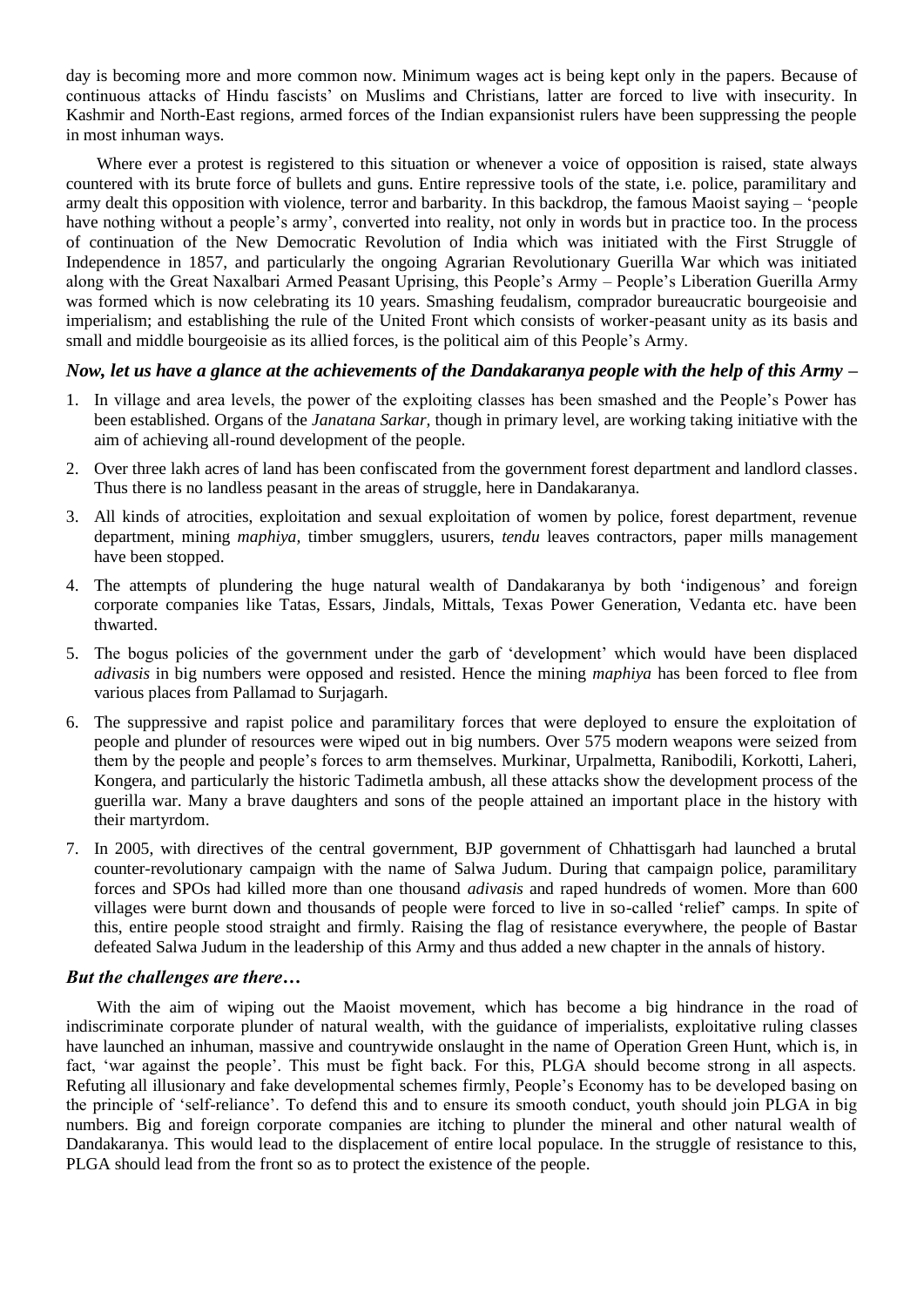day is becoming more and more common now. Minimum wages act is being kept only in the papers. Because of continuous attacks of Hindu fascists' on Muslims and Christians, latter are forced to live with insecurity. In Kashmir and North-East regions, armed forces of the Indian expansionist rulers have been suppressing the people in most inhuman ways.

Where ever a protest is registered to this situation or whenever a voice of opposition is raised, state always countered with its brute force of bullets and guns. Entire repressive tools of the state, i.e. police, paramilitary and army dealt this opposition with violence, terror and barbarity. In this backdrop, the famous Maoist saying – 'people have nothing without a people's army', converted into reality, not only in words but in practice too. In the process of continuation of the New Democratic Revolution of India which was initiated with the First Struggle of Independence in 1857, and particularly the ongoing Agrarian Revolutionary Guerilla War which was initiated along with the Great Naxalbari Armed Peasant Uprising, this People's Army – People's Liberation Guerilla Army was formed which is now celebrating its 10 years. Smashing feudalism, comprador bureaucratic bourgeoisie and imperialism; and establishing the rule of the United Front which consists of worker-peasant unity as its basis and small and middle bourgeoisie as its allied forces, is the political aim of this People's Army.

### *Now, let us have a glance at the achievements of the Dandakaranya people with the help of this Army –*

1. In village and area levels, the power of the exploiting classes has been smashed and the People's Power has been established. Organs of the *Janatana Sarkar*, though in primary level, are working taking initiative with the aim of achieving all-round development of the people.
2. Over three lakh acres of land has been confiscated from the government forest department and landlord classes. Thus there is no landless peasant in the areas of struggle, here in Dandakaranya.
3. All kinds of atrocities, exploitation and sexual exploitation of women by police, forest department, revenue department, mining *maphiya*, timber smugglers, usurers, *tendu* leaves contractors, paper mills management have been stopped.
4. The attempts of plundering the huge natural wealth of Dandakaranya by both 'indigenous' and foreign corporate companies like Tatas, Essars, Jindals, Mittals, Texas Power Generation, Vedanta etc. have been thwarted.
5. The bogus policies of the government under the garb of 'development' which would have been displaced *adivasis* in big numbers were opposed and resisted. Hence the mining *maphiya* has been forced to flee from various places from Pallamad to Surjagarh.
6. The suppressive and rapist police and paramilitary forces that were deployed to ensure the exploitation of people and plunder of resources were wiped out in big numbers. Over 575 modern weapons were seized from them by the people and people's forces to arm themselves. Murkinar, Urpalmetta, Ranibodili, Korkotti, Laheri, Kongera, and particularly the historic Tadimetla ambush, all these attacks show the development process of the guerilla war. Many a brave daughters and sons of the people attained an important place in the history with their martyrdom.
7. In 2005, with directives of the central government, BJP government of Chhattisgarh had launched a brutal counter-revolutionary campaign with the name of Salwa Judum. During that campaign police, paramilitary forces and SPOs had killed more than one thousand *adivasis* and raped hundreds of women. More than 600 villages were burnt down and thousands of people were forced to live in so-called 'relief' camps. In spite of this, entire people stood straight and firmly. Raising the flag of resistance everywhere, the people of Bastar defeated Salwa Judum in the leadership of this Army and thus added a new chapter in the annals of history.

### *But the challenges are there…*

With the aim of wiping out the Maoist movement, which has become a big hindrance in the road of indiscriminate corporate plunder of natural wealth, with the guidance of imperialists, exploitative ruling classes have launched an inhuman, massive and countrywide onslaught in the name of Operation Green Hunt, which is, in fact, 'war against the people'. This must be fight back. For this, PLGA should become strong in all aspects. Refuting all illusionary and fake developmental schemes firmly, People's Economy has to be developed basing on the principle of 'self-reliance'. To defend this and to ensure its smooth conduct, youth should join PLGA in big numbers. Big and foreign corporate companies are itching to plunder the mineral and other natural wealth of Dandakaranya. This would lead to the displacement of entire local populace. In the struggle of resistance to this, PLGA should lead from the front so as to protect the existence of the people.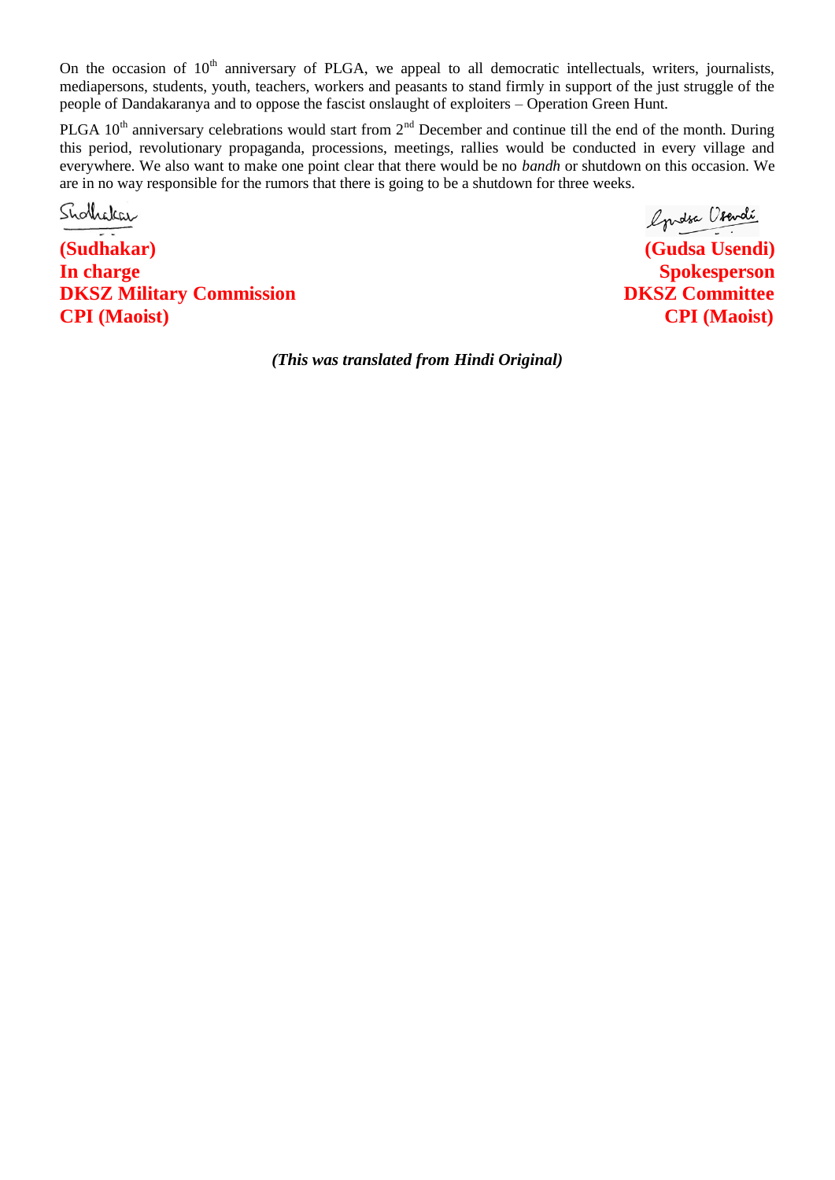On the occasion of 10th anniversary of PLGA, we appeal to all democratic intellectuals, writers, journalists, mediapersons, students, youth, teachers, workers and peasants to stand firmly in support of the just struggle of the people of Dandakaranya and to oppose the fascist onslaught of exploiters – Operation Green Hunt.

PLGA 10th anniversary celebrations would start from 2nd December and continue till the end of the month. During this period, revolutionary propaganda, processions, meetings, rallies would be conducted in every village and everywhere. We also want to make one point clear that there would be no *bandh* or shutdown on this occasion. We are in no way responsible for the rumors that there is going to be a shutdown for three weeks.

Sudhakar

**(Sudhakar)**
**In charge**
**DKSZ Military Commission**
**CPI (Maoist)**

Gudsa Usendi

**(Gudsa Usendi)**
**Spokesperson**
**DKSZ Committee**
**CPI (Maoist)**

***(This was translated from Hindi Original)***